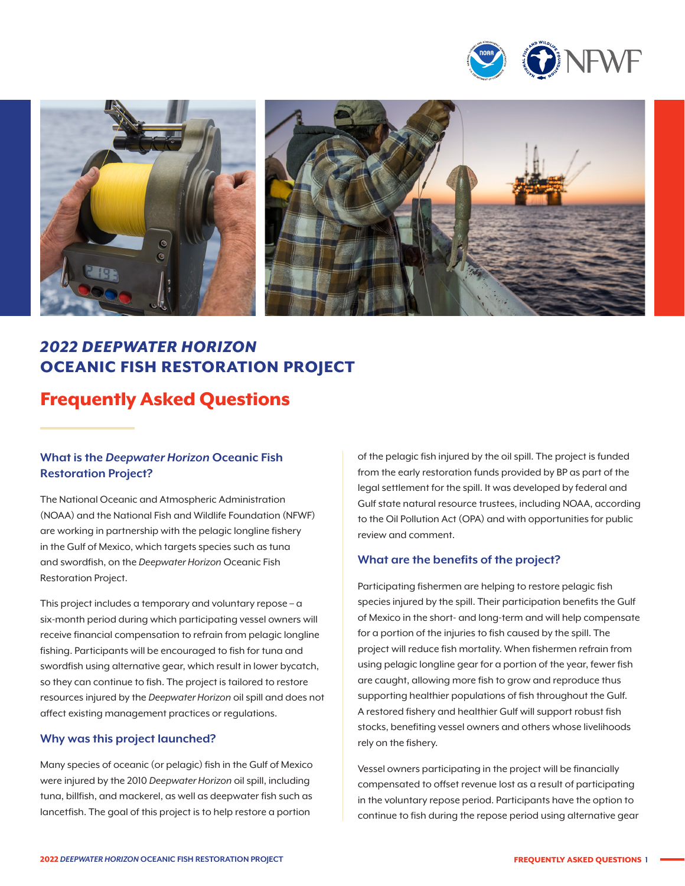# *2022 DEEPWATER HORIZON* OCEANIC FISH RESTORATION PROJECT

## Frequently Asked Questions

### What is the *Deepwater Horizon* Oceanic Fish Restoration Project?

The National Oceanic and Atmospheric Administration (NOAA) and the National Fish and Wildlife Foundation (NFWF) are working in partnership with the pelagic longline fishery in the Gulf of Mexico, which targets species such as tuna and swordfish, on the *Deepwater Horizon* Oceanic Fish Restoration Project.

This project includes a temporary and voluntary repose – a six-month period during which participating vessel owners will receive financial compensation to refrain from pelagic longline fishing. Participants will be encouraged to fish for tuna and swordfish using alternative gear, which result in lower bycatch, so they can continue to fish. The project is tailored to restore resources injured by the *Deepwater Horizon* oil spill and does not affect existing management practices or regulations.

### Why was this project launched?

Many species of oceanic (or pelagic) fish in the Gulf of Mexico were injured by the 2010 *Deepwater Horizon* oil spill, including tuna, billfish, and mackerel, as well as deepwater fish such as lancetfish. The goal of this project is to help restore a portion of the pelagic fish injured by the oil spill. The project is funded from the early restoration funds provided by BP as part of the legal settlement for the spill. It was developed by federal and Gulf state natural resource trustees, including NOAA, according to the Oil Pollution Act (OPA) and with opportunities for public review and comment.

### What are the benefits of the project?

Participating fishermen are helping to restore pelagic fish species injured by the spill. Their participation benefits the Gulf of Mexico in the short- and long-term and will help compensate for a portion of the injuries to fish caused by the spill. The project will reduce fish mortality. When fishermen refrain from using pelagic longline gear for a portion of the year, fewer fish are caught, allowing more fish to grow and reproduce thus supporting healthier populations of fish throughout the Gulf. A restored fishery and healthier Gulf will support robust fish stocks, benefiting vessel owners and others whose livelihoods rely on the fishery.

Vessel owners participating in the project will be financially compensated to offset revenue lost as a result of participating in the voluntary repose period. Participants have the option to continue to fish during the repose period using alternative gear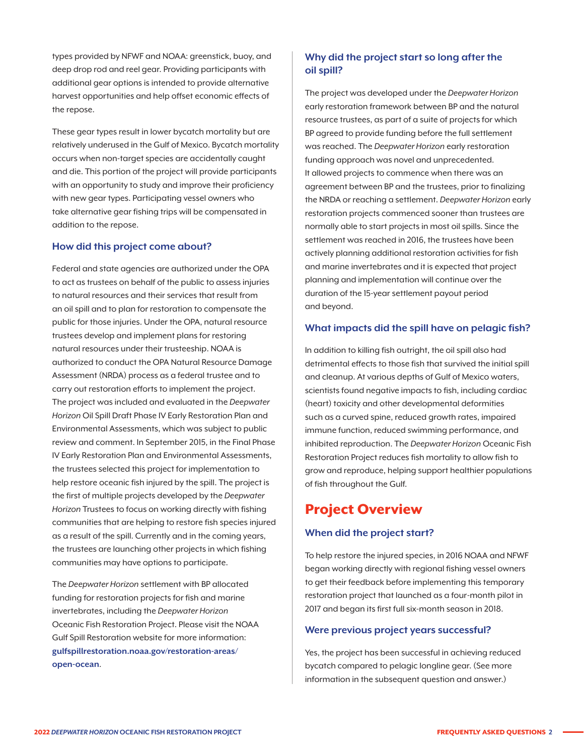types provided by NFWF and NOAA: greenstick, buoy, and deep drop rod and reel gear. Providing participants with additional gear options is intended to provide alternative harvest opportunities and help offset economic effects of the repose.

These gear types result in lower bycatch mortality but are relatively underused in the Gulf of Mexico. Bycatch mortality occurs when non-target species are accidentally caught and die. This portion of the project will provide participants with an opportunity to study and improve their proficiency with new gear types. Participating vessel owners who take alternative gear fishing trips will be compensated in addition to the repose.

### How did this project come about?

Federal and state agencies are authorized under the OPA to act as trustees on behalf of the public to assess injuries to natural resources and their services that result from an oil spill and to plan for restoration to compensate the public for those injuries. Under the OPA, natural resource trustees develop and implement plans for restoring natural resources under their trusteeship. NOAA is authorized to conduct the OPA Natural Resource Damage Assessment (NRDA) process as a federal trustee and to carry out restoration efforts to implement the project. The project was included and evaluated in the *Deepwater Horizon* Oil Spill Draft Phase IV Early Restoration Plan and Environmental Assessments, which was subject to public review and comment. In September 2015, in the Final Phase IV Early Restoration Plan and Environmental Assessments, the trustees selected this project for implementation to help restore oceanic fish injured by the spill. The project is the first of multiple projects developed by the *Deepwater Horizon* Trustees to focus on working directly with fishing communities that are helping to restore fish species injured as a result of the spill. Currently and in the coming years, the trustees are launching other projects in which fishing communities may have options to participate.

The *Deepwater Horizon* settlement with BP allocated funding for restoration projects for fish and marine invertebrates, including the *Deepwater Horizon* Oceanic Fish Restoration Project. Please visit the NOAA Gulf Spill Restoration website for more information: **gulfspillrestoration.noaa.gov/restoration-areas/open-ocean**.

### Why did the project start so long after the oil spill?

The project was developed under the *Deepwater Horizon* early restoration framework between BP and the natural resource trustees, as part of a suite of projects for which BP agreed to provide funding before the full settlement was reached. The *Deepwater Horizon* early restoration funding approach was novel and unprecedented. It allowed projects to commence when there was an agreement between BP and the trustees, prior to finalizing the NRDA or reaching a settlement. *Deepwater Horizon* early restoration projects commenced sooner than trustees are normally able to start projects in most oil spills. Since the settlement was reached in 2016, the trustees have been actively planning additional restoration activities for fish and marine invertebrates and it is expected that project planning and implementation will continue over the duration of the 15-year settlement payout period and beyond.

### What impacts did the spill have on pelagic fish?

In addition to killing fish outright, the oil spill also had detrimental effects to those fish that survived the initial spill and cleanup. At various depths of Gulf of Mexico waters, scientists found negative impacts to fish, including cardiac (heart) toxicity and other developmental deformities such as a curved spine, reduced growth rates, impaired immune function, reduced swimming performance, and inhibited reproduction. The *Deepwater Horizon* Oceanic Fish Restoration Project reduces fish mortality to allow fish to grow and reproduce, helping support healthier populations of fish throughout the Gulf.

## Project Overview

### When did the project start?

To help restore the injured species, in 2016 NOAA and NFWF began working directly with regional fishing vessel owners to get their feedback before implementing this temporary restoration project that launched as a four-month pilot in 2017 and began its first full six-month season in 2018.

### Were previous project years successful?

Yes, the project has been successful in achieving reduced bycatch compared to pelagic longline gear. (See more information in the subsequent question and answer.)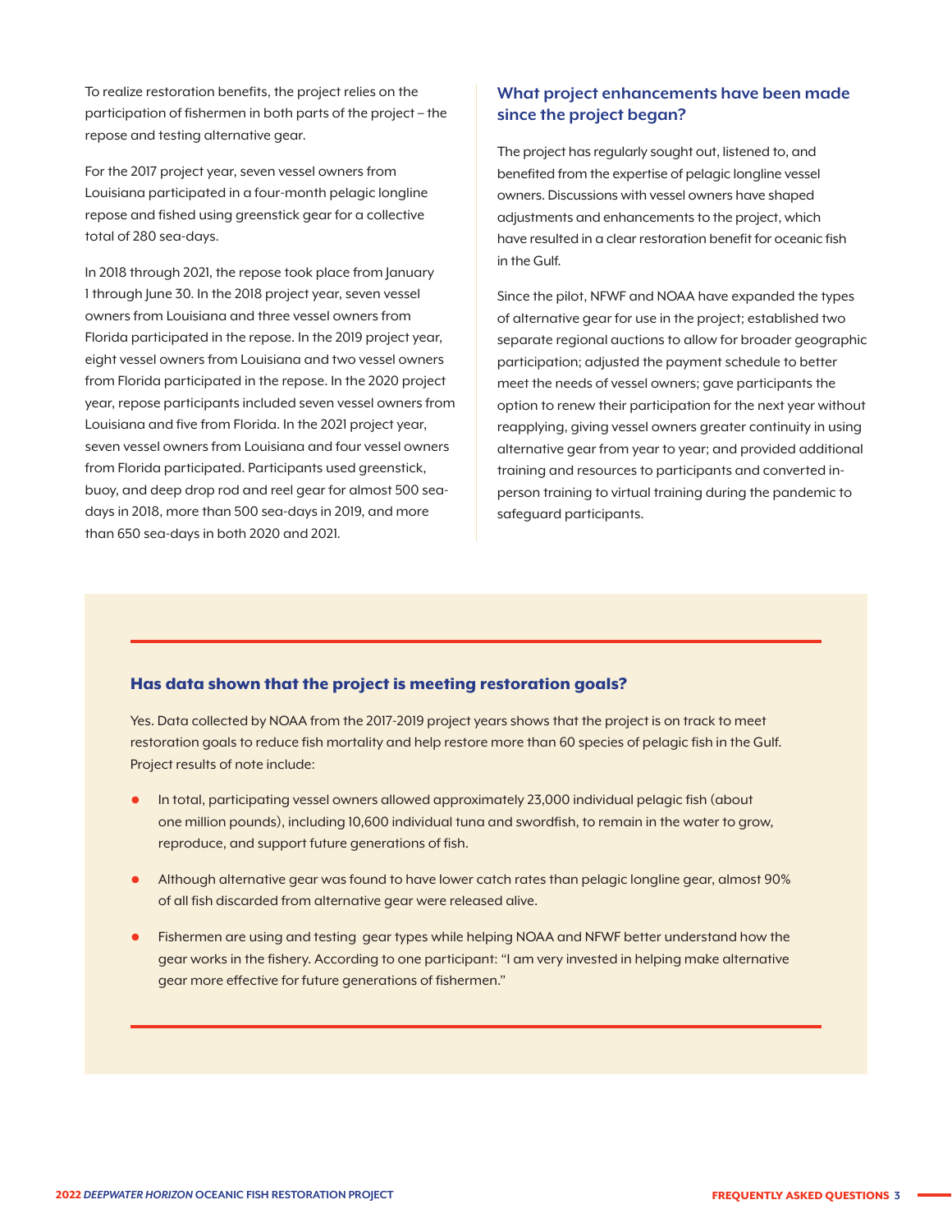To realize restoration benefits, the project relies on the participation of fishermen in both parts of the project – the repose and testing alternative gear.

For the 2017 project year, seven vessel owners from Louisiana participated in a four-month pelagic longline repose and fished using greenstick gear for a collective total of 280 sea-days.

In 2018 through 2021, the repose took place from January 1 through June 30. In the 2018 project year, seven vessel owners from Louisiana and three vessel owners from Florida participated in the repose. In the 2019 project year, eight vessel owners from Louisiana and two vessel owners from Florida participated in the repose. In the 2020 project year, repose participants included seven vessel owners from Louisiana and five from Florida. In the 2021 project year, seven vessel owners from Louisiana and four vessel owners from Florida participated. Participants used greenstick, buoy, and deep drop rod and reel gear for almost 500 sea-days in 2018, more than 500 sea-days in 2019, and more than 650 sea-days in both 2020 and 2021.

## What project enhancements have been made since the project began?

The project has regularly sought out, listened to, and benefited from the expertise of pelagic longline vessel owners. Discussions with vessel owners have shaped adjustments and enhancements to the project, which have resulted in a clear restoration benefit for oceanic fish in the Gulf.

Since the pilot, NFWF and NOAA have expanded the types of alternative gear for use in the project; established two separate regional auctions to allow for broader geographic participation; adjusted the payment schedule to better meet the needs of vessel owners; gave participants the option to renew their participation for the next year without reapplying, giving vessel owners greater continuity in using alternative gear from year to year; and provided additional training and resources to participants and converted in-person training to virtual training during the pandemic to safeguard participants.

## Has data shown that the project is meeting restoration goals?

Yes. Data collected by NOAA from the 2017-2019 project years shows that the project is on track to meet restoration goals to reduce fish mortality and help restore more than 60 species of pelagic fish in the Gulf. Project results of note include:

- In total, participating vessel owners allowed approximately 23,000 individual pelagic fish (about one million pounds), including 10,600 individual tuna and swordfish, to remain in the water to grow, reproduce, and support future generations of fish.
- Although alternative gear was found to have lower catch rates than pelagic longline gear, almost 90% of all fish discarded from alternative gear were released alive.
- Fishermen are using and testing gear types while helping NOAA and NFWF better understand how the gear works in the fishery. According to one participant: "I am very invested in helping make alternative gear more effective for future generations of fishermen."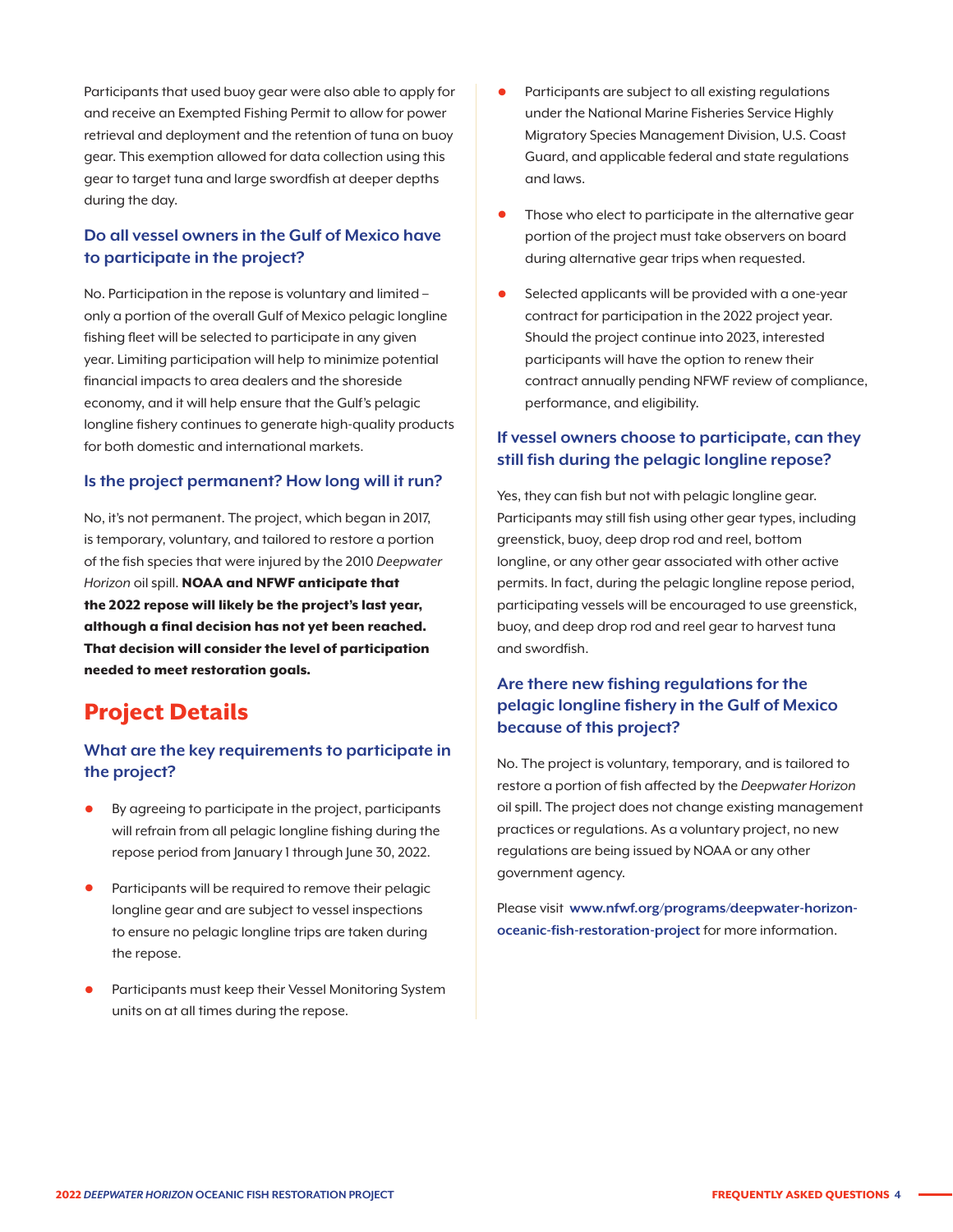Participants that used buoy gear were also able to apply for and receive an Exempted Fishing Permit to allow for power retrieval and deployment and the retention of tuna on buoy gear. This exemption allowed for data collection using this gear to target tuna and large swordfish at deeper depths during the day.

### Do all vessel owners in the Gulf of Mexico have to participate in the project?

No. Participation in the repose is voluntary and limited – only a portion of the overall Gulf of Mexico pelagic longline fishing fleet will be selected to participate in any given year. Limiting participation will help to minimize potential financial impacts to area dealers and the shoreside economy, and it will help ensure that the Gulf's pelagic longline fishery continues to generate high-quality products for both domestic and international markets.

### Is the project permanent? How long will it run?

No, it's not permanent. The project, which began in 2017, is temporary, voluntary, and tailored to restore a portion of the fish species that were injured by the 2010 *Deepwater Horizon* oil spill. **NOAA and NFWF anticipate that the 2022 repose will likely be the project's last year, although a final decision has not yet been reached. That decision will consider the level of participation needed to meet restoration goals.**

## Project Details

### What are the key requirements to participate in the project?

- By agreeing to participate in the project, participants will refrain from all pelagic longline fishing during the repose period from January 1 through June 30, 2022.
- Participants will be required to remove their pelagic longline gear and are subject to vessel inspections to ensure no pelagic longline trips are taken during the repose.
- Participants must keep their Vessel Monitoring System units on at all times during the repose.
- Participants are subject to all existing regulations under the National Marine Fisheries Service Highly Migratory Species Management Division, U.S. Coast Guard, and applicable federal and state regulations and laws.
- Those who elect to participate in the alternative gear portion of the project must take observers on board during alternative gear trips when requested.
- Selected applicants will be provided with a one-year contract for participation in the 2022 project year. Should the project continue into 2023, interested participants will have the option to renew their contract annually pending NFWF review of compliance, performance, and eligibility.

### If vessel owners choose to participate, can they still fish during the pelagic longline repose?

Yes, they can fish but not with pelagic longline gear. Participants may still fish using other gear types, including greenstick, buoy, deep drop rod and reel, bottom longline, or any other gear associated with other active permits. In fact, during the pelagic longline repose period, participating vessels will be encouraged to use greenstick, buoy, and deep drop rod and reel gear to harvest tuna and swordfish.

### Are there new fishing regulations for the pelagic longline fishery in the Gulf of Mexico because of this project?

No. The project is voluntary, temporary, and is tailored to restore a portion of fish affected by the *Deepwater Horizon* oil spill. The project does not change existing management practices or regulations. As a voluntary project, no new regulations are being issued by NOAA or any other government agency.

Please visit **www.nfwf.org/programs/deepwater-horizon-oceanic-fish-restoration-project** for more information.